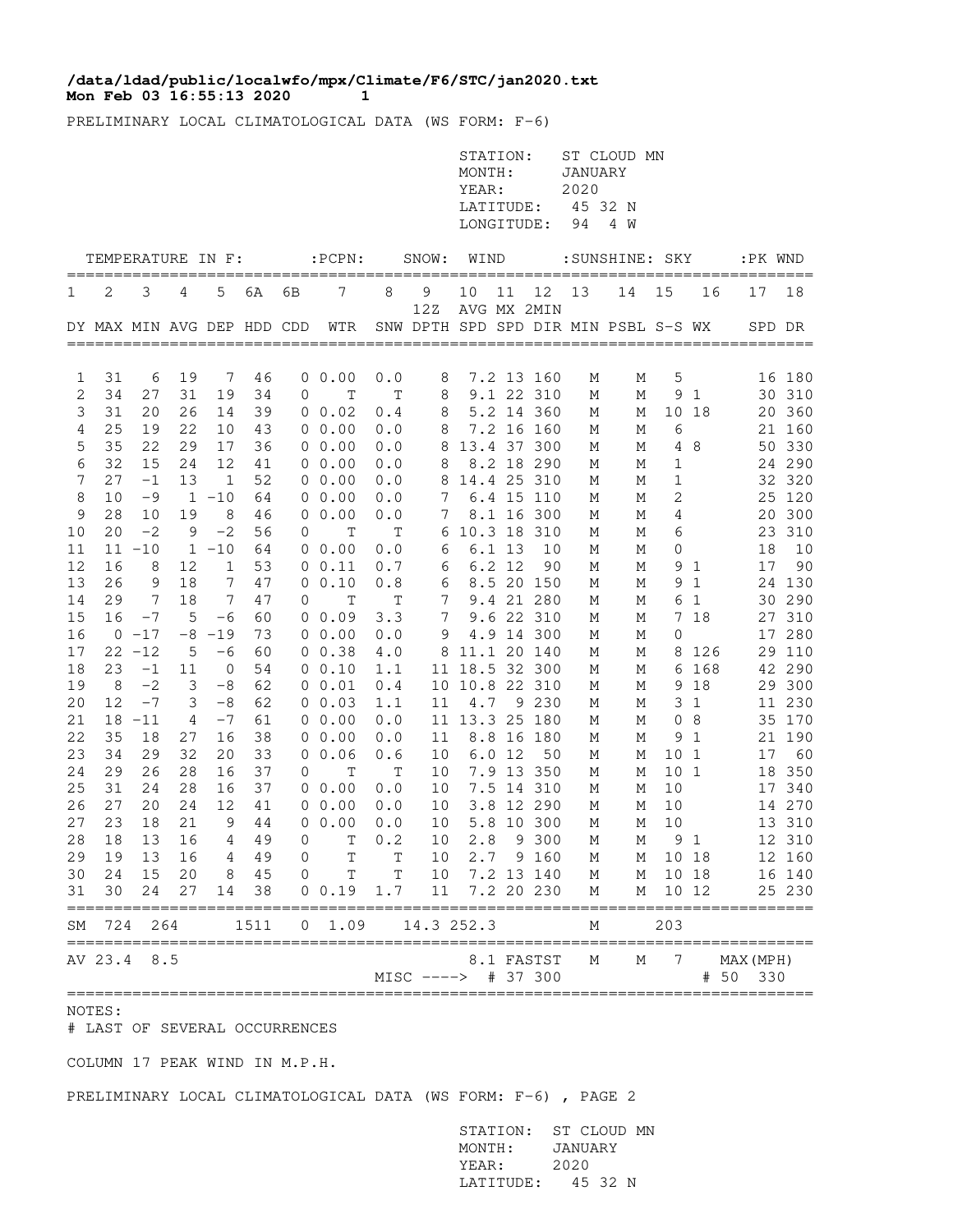/data/ldad/public/localwfo/mpx/Climate/F6/STC/jan2020.txt
Mon Feb 03 16:55:13 2020 1

PRELIMINARY LOCAL CLIMATOLOGICAL DATA (WS FORM: F-6)

STATION: ST CLOUD MN
MONTH: JANUARY
YEAR: 2020
LATITUDE: 45 32 N
LONGITUDE: 94 4 W

| TEMPERATURE IN F: | | | | | | | :PCPN: | SNOW: | | WIND | | | :SUNSHINE: | | SKY | | :PK WND | |
|---|---|---|---|---|---|---|---|---|---|---|---|---|---|---|---|---|---|---|
| 1 | 2 | 3 | 4 | 5 | 6A | 6B | 7 | 8 | 9 12Z | 10 AVG | 11 MX | 12 2MIN | 13 | 14 | 15 | 16 | 17 | 18 |
| DY | MAX | MIN | AVG | DEP | HDD | CDD | WTR | SNW | DPTH | SPD | SPD | DIR | MIN | PSBL | S-S | WX | SPD | DR |
| 1 | 31 | 6 | 19 | 7 | 46 | 0 | 0.00 | 0.0 | 8 | 7.2 | 13 | 160 | M | M | 5 | | 16 | 180 |
| 2 | 34 | 27 | 31 | 19 | 34 | 0 | T | T | 8 | 9.1 | 22 | 310 | M | M | 9 | 1 | 30 | 310 |
| 3 | 31 | 20 | 26 | 14 | 39 | 0 | 0.02 | 0.4 | 8 | 5.2 | 14 | 360 | M | M | 10 | 18 | 20 | 360 |
| 4 | 25 | 19 | 22 | 10 | 43 | 0 | 0.00 | 0.0 | 8 | 7.2 | 16 | 160 | M | M | 6 | | 21 | 160 |
| 5 | 35 | 22 | 29 | 17 | 36 | 0 | 0.00 | 0.0 | 8 | 13.4 | 37 | 300 | M | M | 4 | 8 | 50 | 330 |
| 6 | 32 | 15 | 24 | 12 | 41 | 0 | 0.00 | 0.0 | 8 | 8.2 | 18 | 290 | M | M | 1 | | 24 | 290 |
| 7 | 27 | -1 | 13 | 1 | 52 | 0 | 0.00 | 0.0 | 8 | 14.4 | 25 | 310 | M | M | 1 | | 32 | 320 |
| 8 | 10 | -9 | 1 | -10 | 64 | 0 | 0.00 | 0.0 | 7 | 6.4 | 15 | 110 | M | M | 2 | | 25 | 120 |
| 9 | 28 | 10 | 19 | 8 | 46 | 0 | 0.00 | 0.0 | 7 | 8.1 | 16 | 300 | M | M | 4 | | 20 | 300 |
| 10 | 20 | -2 | 9 | -2 | 56 | 0 | T | T | 6 | 10.3 | 18 | 310 | M | M | 6 | | 23 | 310 |
| 11 | 11 | -10 | 1 | -10 | 64 | 0 | 0.00 | 0.0 | 6 | 6.1 | 13 | 10 | M | M | 0 | | 18 | 10 |
| 12 | 16 | 8 | 12 | 1 | 53 | 0 | 0.11 | 0.7 | 6 | 6.2 | 12 | 90 | M | M | 9 | 1 | 17 | 90 |
| 13 | 26 | 9 | 18 | 7 | 47 | 0 | 0.10 | 0.8 | 6 | 8.5 | 20 | 150 | M | M | 9 | 1 | 24 | 130 |
| 14 | 29 | 7 | 18 | 7 | 47 | 0 | T | T | 7 | 9.4 | 21 | 280 | M | M | 6 | 1 | 30 | 290 |
| 15 | 16 | -7 | 5 | -6 | 60 | 0 | 0.09 | 3.3 | 7 | 9.6 | 22 | 310 | M | M | 7 | 18 | 27 | 310 |
| 16 | 0 | -17 | -8 | -19 | 73 | 0 | 0.00 | 0.0 | 9 | 4.9 | 14 | 300 | M | M | 0 | | 17 | 280 |
| 17 | 22 | -12 | 5 | -6 | 60 | 0 | 0.38 | 4.0 | 8 | 11.1 | 20 | 140 | M | M | 8 | 126 | 29 | 110 |
| 18 | 23 | -1 | 11 | 0 | 54 | 0 | 0.10 | 1.1 | 11 | 18.5 | 32 | 300 | M | M | 6 | 168 | 42 | 290 |
| 19 | 8 | -2 | 3 | -8 | 62 | 0 | 0.01 | 0.4 | 10 | 10.8 | 22 | 310 | M | M | 9 | 18 | 29 | 300 |
| 20 | 12 | -7 | 3 | -8 | 62 | 0 | 0.03 | 1.1 | 11 | 4.7 | 9 | 230 | M | M | 3 | 1 | 11 | 230 |
| 21 | 18 | -11 | 4 | -7 | 61 | 0 | 0.00 | 0.0 | 11 | 13.3 | 25 | 180 | M | M | 0 | 8 | 35 | 170 |
| 22 | 35 | 18 | 27 | 16 | 38 | 0 | 0.00 | 0.0 | 11 | 8.8 | 16 | 180 | M | M | 9 | 1 | 21 | 190 |
| 23 | 34 | 29 | 32 | 20 | 33 | 0 | 0.06 | 0.6 | 10 | 6.0 | 12 | 50 | M | M | 10 | 1 | 17 | 60 |
| 24 | 29 | 26 | 28 | 16 | 37 | 0 | T | T | 10 | 7.9 | 13 | 350 | M | M | 10 | 1 | 18 | 350 |
| 25 | 31 | 24 | 28 | 16 | 37 | 0 | 0.00 | 0.0 | 10 | 7.5 | 14 | 310 | M | M | 10 | | 17 | 340 |
| 26 | 27 | 20 | 24 | 12 | 41 | 0 | 0.00 | 0.0 | 10 | 3.8 | 12 | 290 | M | M | 10 | | 14 | 270 |
| 27 | 23 | 18 | 21 | 9 | 44 | 0 | 0.00 | 0.0 | 10 | 5.8 | 10 | 300 | M | M | 10 | | 13 | 310 |
| 28 | 18 | 13 | 16 | 4 | 49 | 0 | T | 0.2 | 10 | 2.8 | 9 | 300 | M | M | 9 | 1 | 12 | 310 |
| 29 | 19 | 13 | 16 | 4 | 49 | 0 | T | T | 10 | 2.7 | 9 | 160 | M | M | 10 | 18 | 12 | 160 |
| 30 | 24 | 15 | 20 | 8 | 45 | 0 | T | T | 10 | 7.2 | 13 | 140 | M | M | 10 | 18 | 16 | 140 |
| 31 | 30 | 24 | 27 | 14 | 38 | 0 | 0.19 | 1.7 | 11 | 7.2 | 20 | 230 | M | M | 10 | 12 | 25 | 230 |
| SM | 724 | 264 | | | 1511 | 0 | 1.09 | 14.3 | | 252.3 | | | M | | 203 | | | |
| AV | 23.4 | 8.5 | | | | | | | | 8.1 | FASTST | | M | M | 7 | | MAX(MPH) | |
| | | | | | | | | MISC ----> | | # | 37 | 300 | | | | | # 50 | 330 |

NOTES:
# LAST OF SEVERAL OCCURRENCES

COLUMN 17 PEAK WIND IN M.P.H.

PRELIMINARY LOCAL CLIMATOLOGICAL DATA (WS FORM: F-6) , PAGE 2

STATION: ST CLOUD MN
MONTH: JANUARY
YEAR: 2020
LATITUDE: 45 32 N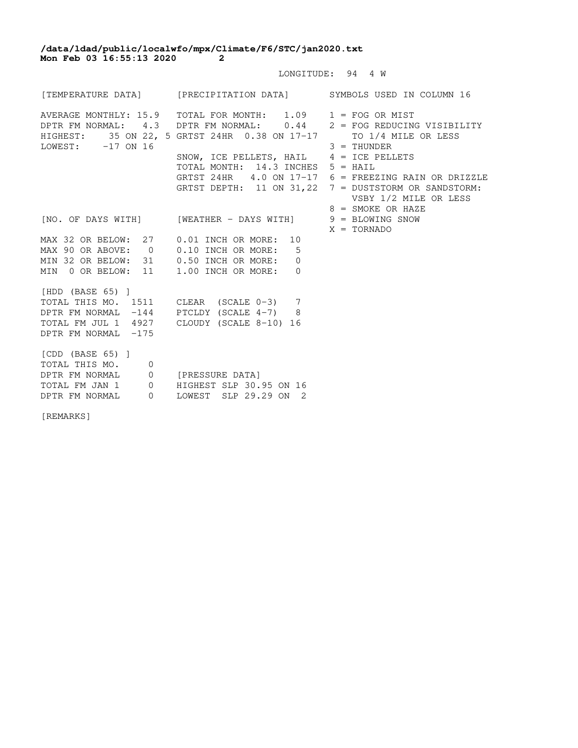**/data/ldad/public/localwfo/mpx/Climate/F6/STC/jan2020.txt**
**Mon Feb 03 16:55:13 2020**

```
                                              LONGITUDE:  94  4 W

[TEMPERATURE DATA]      [PRECIPITATION DATA]       SYMBOLS USED IN COLUMN 16

AVERAGE MONTHLY: 15.9   TOTAL FOR MONTH:   1.09    1 = FOG OR MIST
DPTR FM NORMAL:   4.3   DPTR FM NORMAL:    0.44    2 = FOG REDUCING VISIBILITY
HIGHEST:    35 ON 22, 5 GRTST 24HR  0.38 ON 17-17      TO 1/4 MILE OR LESS
LOWEST:    -17 ON 16                               3 = THUNDER
                        SNOW, ICE PELLETS, HAIL    4 = ICE PELLETS
                        TOTAL MONTH:  14.3 INCHES  5 = HAIL
                        GRTST 24HR   4.0 ON 17-17  6 = FREEZING RAIN OR DRIZZLE
                        GRTST DEPTH:  11 ON 31,22  7 = DUSTSTORM OR SANDSTORM:
                                                       VSBY 1/2 MILE OR LESS
                                                   8 = SMOKE OR HAZE
[NO. OF DAYS WITH]      [WEATHER - DAYS WITH]      9 = BLOWING SNOW
                                                   X = TORNADO
MAX 32 OR BELOW:  27    0.01 INCH OR MORE:  10
MAX 90 OR ABOVE:   0    0.10 INCH OR MORE:   5
MIN 32 OR BELOW:  31    0.50 INCH OR MORE:   0
MIN  0 OR BELOW:  11    1.00 INCH OR MORE:   0

[HDD (BASE 65) ]
TOTAL THIS MO.  1511    CLEAR  (SCALE 0-3)   7
DPTR FM NORMAL  -144    PTCLDY (SCALE 4-7)   8
TOTAL FM JUL 1  4927    CLOUDY (SCALE 8-10) 16
DPTR FM NORMAL  -175

[CDD (BASE 65) ]
TOTAL THIS MO.     0
DPTR FM NORMAL     0    [PRESSURE DATA]
TOTAL FM JAN 1     0    HIGHEST SLP 30.95 ON 16
DPTR FM NORMAL     0    LOWEST  SLP 29.29 ON  2

[REMARKS]
```